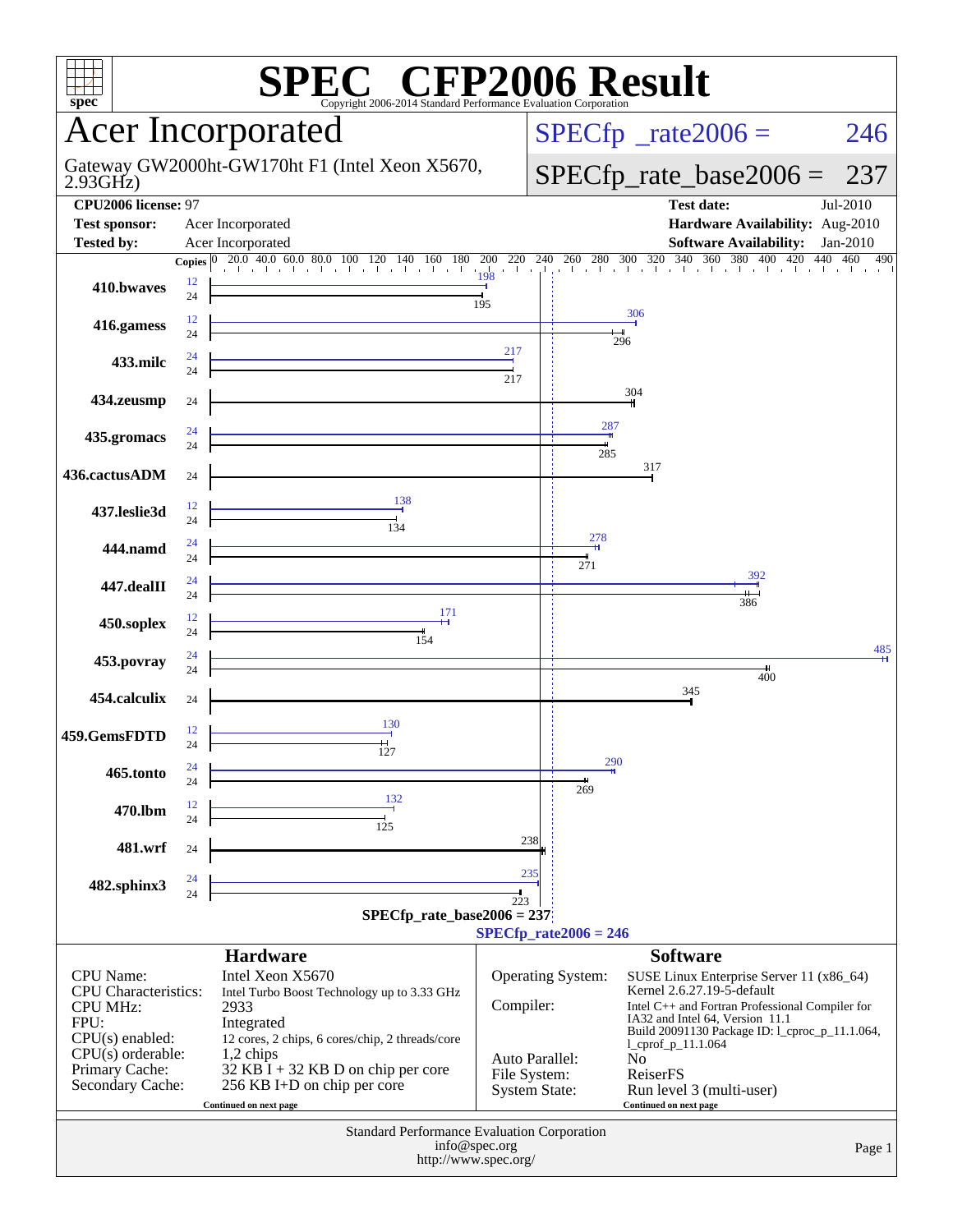# SPEC® CFP2006 Result

Copyright 2006-2014 Standard Performance Evaluation Corporation

## Acer Incorporated

Gateway GW2000ht-GW170ht F1 (Intel Xeon X5670, 2.93GHz)

SPECfp_rate2006 = 246

SPECfp_rate_base2006 = 237

| | | | |
|---|---|---|---|
| **CPU2006 license:** 97 | | **Test date:** | Jul-2010 |
| **Test sponsor:** | Acer Incorporated | **Hardware Availability:** | Aug-2010 |
| **Tested by:** | Acer Incorporated | **Software Availability:** | Jan-2010 |

| Benchmark | Copies (peak) | Peak | Copies (base) | Base |
|---|---|---|---|---|
| 410.bwaves | 12 | 198 | 24 | 195 |
| 416.gamess | 12 | 306 | 24 | 296 |
| 433.milc | 24 | 217 | 24 | 217 |
| 434.zeusmp | | | 24 | 304 |
| 435.gromacs | 24 | 287 | 24 | 285 |
| 436.cactusADM | | | 24 | 317 |
| 437.leslie3d | 12 | 138 | 24 | 134 |
| 444.namd | 24 | 278 | 24 | 271 |
| 447.dealII | 24 | 392 | 24 | 386 |
| 450.soplex | 12 | 171 | 24 | 154 |
| 453.povray | 24 | 485 | 24 | 400 |
| 454.calculix | | | 24 | 345 |
| 459.GemsFDTD | 12 | 130 | 24 | 127 |
| 465.tonto | 24 | 290 | 24 | 269 |
| 470.lbm | 12 | 132 | 24 | 125 |
| 481.wrf | | | 24 | 238 |
| 482.sphinx3 | 24 | 235 | 24 | 223 |

SPECfp_rate_base2006 = 237

SPECfp_rate2006 = 246

## Hardware

| | |
|---|---|
| CPU Name: | Intel Xeon X5670 |
| CPU Characteristics: | Intel Turbo Boost Technology up to 3.33 GHz |
| CPU MHz: | 2933 |
| FPU: | Integrated |
| CPU(s) enabled: | 12 cores, 2 chips, 6 cores/chip, 2 threads/core |
| CPU(s) orderable: | 1,2 chips |
| Primary Cache: | 32 KB I + 32 KB D on chip per core |
| Secondary Cache: | 256 KB I+D on chip per core |

Continued on next page

## Software

| | |
|---|---|
| Operating System: | SUSE Linux Enterprise Server 11 (x86_64) Kernel 2.6.27.19-5-default |
| Compiler: | Intel C++ and Fortran Professional Compiler for IA32 and Intel 64, Version 11.1 Build 20091130 Package ID: l_cproc_p_11.1.064, l_cprof_p_11.1.064 |
| Auto Parallel: | No |
| File System: | ReiserFS |
| System State: | Run level 3 (multi-user) |

Continued on next page

Standard Performance Evaluation Corporation
info@spec.org
http://www.spec.org/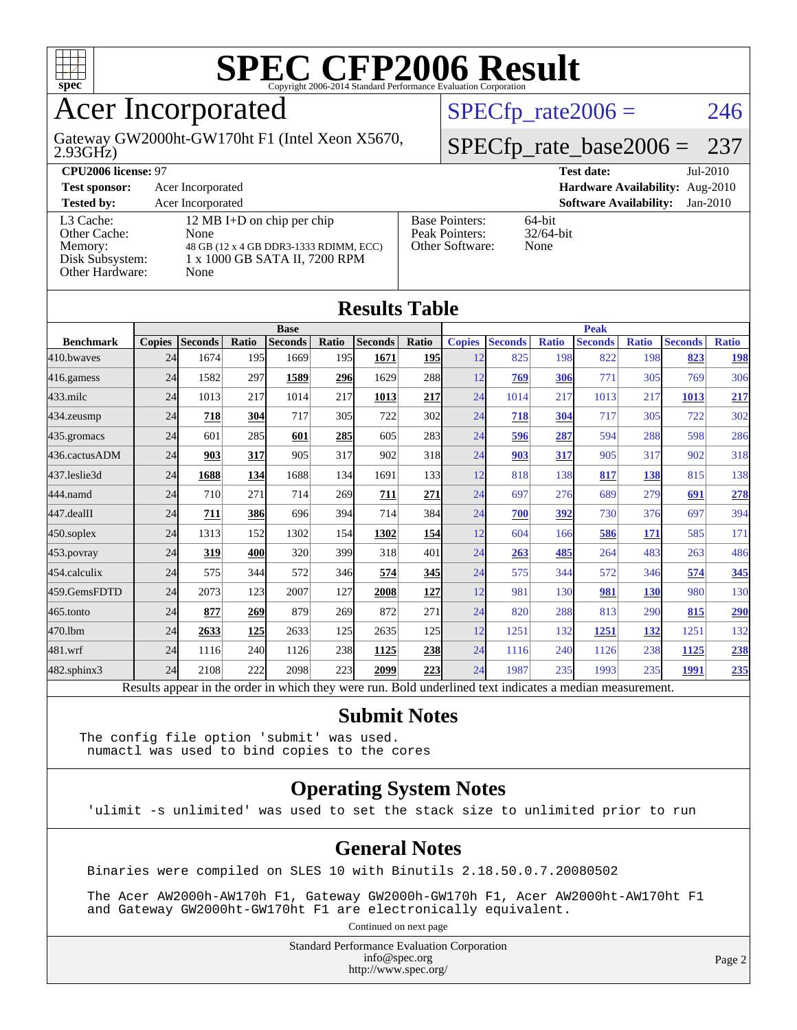# SPEC CFP2006 Result

Copyright 2006-2014 Standard Performance Evaluation Corporation

## Acer Incorporated

Gateway GW2000ht-GW170ht F1 (Intel Xeon X5670, 2.93GHz)

SPECfp_rate2006 = 246

SPECfp_rate_base2006 = 237

| | | | |
|---|---|---|---|
| **CPU2006 license:** 97 | | **Test date:** | Jul-2010 |
| **Test sponsor:** | Acer Incorporated | **Hardware Availability:** | Aug-2010 |
| **Tested by:** | Acer Incorporated | **Software Availability:** | Jan-2010 |

| | |
|---|---|
| L3 Cache: | 12 MB I+D on chip per chip |
| Other Cache: | None |
| Memory: | 48 GB (12 x 4 GB DDR3-1333 RDIMM, ECC) |
| Disk Subsystem: | 1 x 1000 GB SATA II, 7200 RPM |
| Other Hardware: | None |

| | |
|---|---|
| Base Pointers: | 64-bit |
| Peak Pointers: | 32/64-bit |
| Other Software: | None |

## Results Table

| Benchmark | Base | | | | | | | Peak | | | | | | |
|---|---|---|---|---|---|---|---|---|---|---|---|---|---|---|
| | Copies | Seconds | Ratio | Seconds | Ratio | Seconds | Ratio | Copies | Seconds | Ratio | Seconds | Ratio | Seconds | Ratio |
| 410.bwaves | 24 | 1674 | 195 | 1669 | 195 | **1671** | **195** | 12 | 825 | 198 | 822 | 198 | **823** | **198** |
| 416.gamess | 24 | 1582 | 297 | **1589** | **296** | 1629 | 288 | 12 | **769** | **306** | 771 | 305 | 769 | 306 |
| 433.milc | 24 | 1013 | 217 | 1014 | 217 | **1013** | **217** | 24 | 1014 | 217 | 1013 | 217 | **1013** | **217** |
| 434.zeusmp | 24 | **718** | **304** | 717 | 305 | 722 | 302 | 24 | **718** | **304** | 717 | 305 | 722 | 302 |
| 435.gromacs | 24 | 601 | 285 | **601** | **285** | 605 | 283 | 24 | **596** | **287** | 594 | 288 | 598 | 286 |
| 436.cactusADM | 24 | **903** | **317** | 905 | 317 | 902 | 318 | 24 | **903** | **317** | 905 | 317 | 902 | 318 |
| 437.leslie3d | 24 | **1688** | **134** | 1688 | 134 | 1691 | 133 | 12 | 818 | 138 | **817** | **138** | 815 | 138 |
| 444.namd | 24 | 710 | 271 | 714 | 269 | **711** | **271** | 24 | 697 | 276 | 689 | 279 | **691** | **278** |
| 447.dealII | 24 | **711** | **386** | 696 | 394 | 714 | 384 | 24 | **700** | **392** | 730 | 376 | 697 | 394 |
| 450.soplex | 24 | 1313 | 152 | 1302 | 154 | **1302** | **154** | 12 | 604 | 166 | **586** | **171** | 585 | 171 |
| 453.povray | 24 | **319** | **400** | 320 | 399 | 318 | 401 | 24 | **263** | **485** | 264 | 483 | 263 | 486 |
| 454.calculix | 24 | 575 | 344 | 572 | 346 | **574** | **345** | 24 | 575 | 344 | 572 | 346 | **574** | **345** |
| 459.GemsFDTD | 24 | 2073 | 123 | 2007 | 127 | **2008** | **127** | 12 | 981 | 130 | **981** | **130** | 980 | 130 |
| 465.tonto | 24 | **877** | **269** | 879 | 269 | 872 | 271 | 24 | 820 | 288 | 813 | 290 | **815** | **290** |
| 470.lbm | 24 | **2633** | **125** | 2633 | 125 | 2635 | 125 | 12 | 1251 | 132 | **1251** | **132** | 1251 | 132 |
| 481.wrf | 24 | 1116 | 240 | 1126 | 238 | **1125** | **238** | 24 | 1116 | 240 | 1126 | 238 | **1125** | **238** |
| 482.sphinx3 | 24 | 2108 | 222 | 2098 | 223 | **2099** | **223** | 24 | 1987 | 235 | 1993 | 235 | **1991** | **235** |

Results appear in the order in which they were run. Bold underlined text indicates a median measurement.

## Submit Notes

```
The config file option 'submit' was used.
 numactl was used to bind copies to the cores
```

## Operating System Notes

```
'ulimit -s unlimited' was used to set the stack size to unlimited prior to run
```

## General Notes

```
Binaries were compiled on SLES 10 with Binutils 2.18.50.0.7.20080502

The Acer AW2000h-AW170h F1, Gateway GW2000h-GW170h F1, Acer AW2000ht-AW170ht F1
and Gateway GW2000ht-GW170ht F1 are electronically equivalent.
```

Continued on next page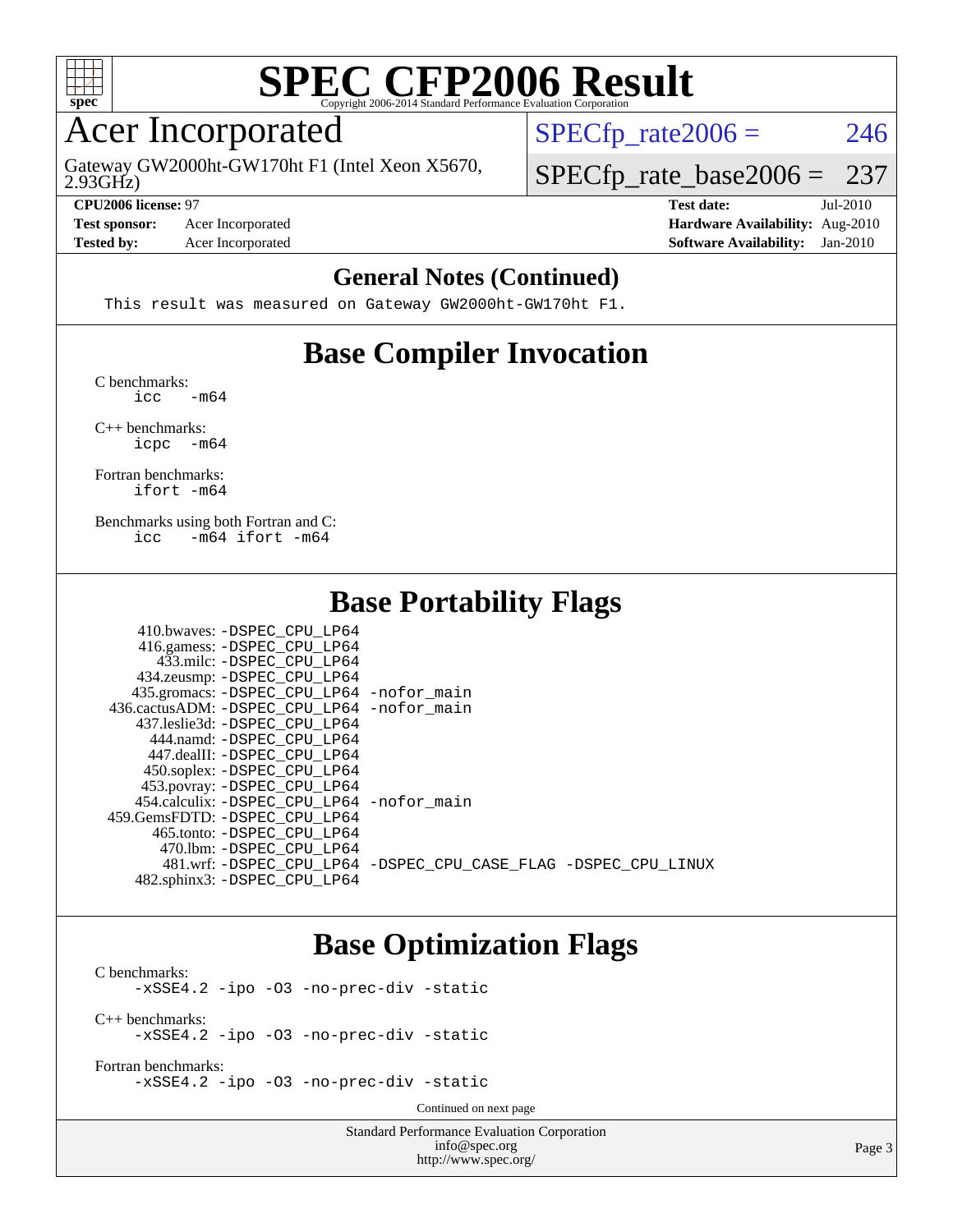# SPEC CFP2006 Result

Copyright 2006-2014 Standard Performance Evaluation Corporation

## Acer Incorporated

Gateway GW2000ht-GW170ht F1 (Intel Xeon X5670, 2.93GHz)

SPECfp_rate2006 = 246

SPECfp_rate_base2006 = 237

| | | | |
|---|---|---|---|
| **CPU2006 license:** 97 | | **Test date:** | Jul-2010 |
| **Test sponsor:** | Acer Incorporated | **Hardware Availability:** | Aug-2010 |
| **Tested by:** | Acer Incorporated | **Software Availability:** | Jan-2010 |

## General Notes (Continued)

```
This result was measured on Gateway GW2000ht-GW170ht F1.
```

## Base Compiler Invocation

C benchmarks:
```
icc   -m64
```

C++ benchmarks:
```
icpc  -m64
```

Fortran benchmarks:
```
ifort -m64
```

Benchmarks using both Fortran and C:
```
icc   -m64 ifort -m64
```

## Base Portability Flags

```
     410.bwaves: -DSPEC_CPU_LP64
     416.gamess: -DSPEC_CPU_LP64
       433.milc: -DSPEC_CPU_LP64
    434.zeusmp: -DSPEC_CPU_LP64
   435.gromacs: -DSPEC_CPU_LP64 -nofor_main
 436.cactusADM: -DSPEC_CPU_LP64 -nofor_main
   437.leslie3d: -DSPEC_CPU_LP64
      444.namd: -DSPEC_CPU_LP64
     447.dealII: -DSPEC_CPU_LP64
    450.soplex: -DSPEC_CPU_LP64
    453.povray: -DSPEC_CPU_LP64
   454.calculix: -DSPEC_CPU_LP64 -nofor_main
 459.GemsFDTD: -DSPEC_CPU_LP64
     465.tonto: -DSPEC_CPU_LP64
       470.lbm: -DSPEC_CPU_LP64
       481.wrf: -DSPEC_CPU_LP64 -DSPEC_CPU_CASE_FLAG -DSPEC_CPU_LINUX
   482.sphinx3: -DSPEC_CPU_LP64
```

## Base Optimization Flags

C benchmarks:
```
-xSSE4.2 -ipo -O3 -no-prec-div -static
```

C++ benchmarks:
```
-xSSE4.2 -ipo -O3 -no-prec-div -static
```

Fortran benchmarks:
```
-xSSE4.2 -ipo -O3 -no-prec-div -static
```

Continued on next page

Standard Performance Evaluation Corporation
info@spec.org
http://www.spec.org/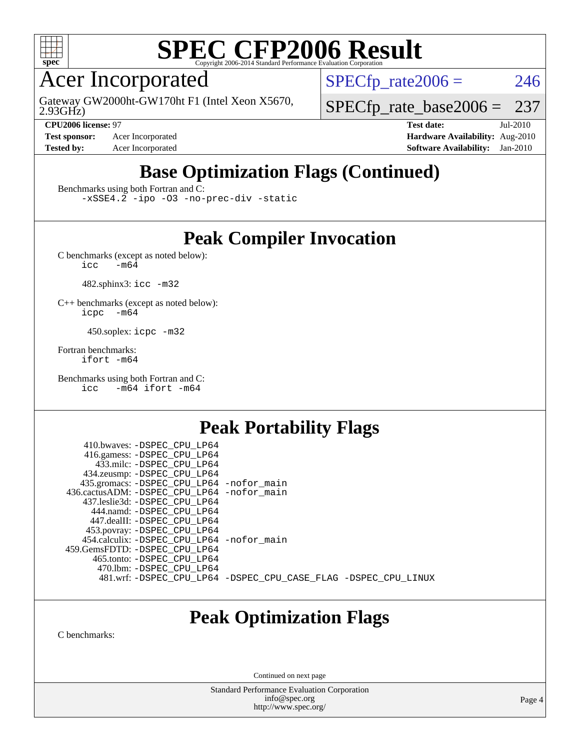# SPEC CFP2006 Result

Copyright 2006-2014 Standard Performance Evaluation Corporation

## Acer Incorporated

Gateway GW2000ht-GW170ht F1 (Intel Xeon X5670, 2.93GHz)

SPECfp_rate2006 = 246

SPECfp_rate_base2006 = 237

**CPU2006 license:** 97
**Test sponsor:** Acer Incorporated
**Tested by:** Acer Incorporated

**Test date:** Jul-2010
**Hardware Availability:** Aug-2010
**Software Availability:** Jan-2010

## Base Optimization Flags (Continued)

Benchmarks using both Fortran and C:
`-xSSE4.2 -ipo -O3 -no-prec-div -static`

## Peak Compiler Invocation

C benchmarks (except as noted below):
`icc -m64`

482.sphinx3: `icc -m32`

C++ benchmarks (except as noted below):
`icpc -m64`

450.soplex: `icpc -m32`

Fortran benchmarks:
`ifort -m64`

Benchmarks using both Fortran and C:
`icc -m64 ifort -m64`

## Peak Portability Flags

410.bwaves: `-DSPEC_CPU_LP64`
416.gamess: `-DSPEC_CPU_LP64`
433.milc: `-DSPEC_CPU_LP64`
434.zeusmp: `-DSPEC_CPU_LP64`
435.gromacs: `-DSPEC_CPU_LP64 -nofor_main`
436.cactusADM: `-DSPEC_CPU_LP64 -nofor_main`
437.leslie3d: `-DSPEC_CPU_LP64`
444.namd: `-DSPEC_CPU_LP64`
447.dealII: `-DSPEC_CPU_LP64`
453.povray: `-DSPEC_CPU_LP64`
454.calculix: `-DSPEC_CPU_LP64 -nofor_main`
459.GemsFDTD: `-DSPEC_CPU_LP64`
465.tonto: `-DSPEC_CPU_LP64`
470.lbm: `-DSPEC_CPU_LP64`
481.wrf: `-DSPEC_CPU_LP64 -DSPEC_CPU_CASE_FLAG -DSPEC_CPU_LINUX`

## Peak Optimization Flags

C benchmarks:

Continued on next page

Standard Performance Evaluation Corporation
info@spec.org
http://www.spec.org/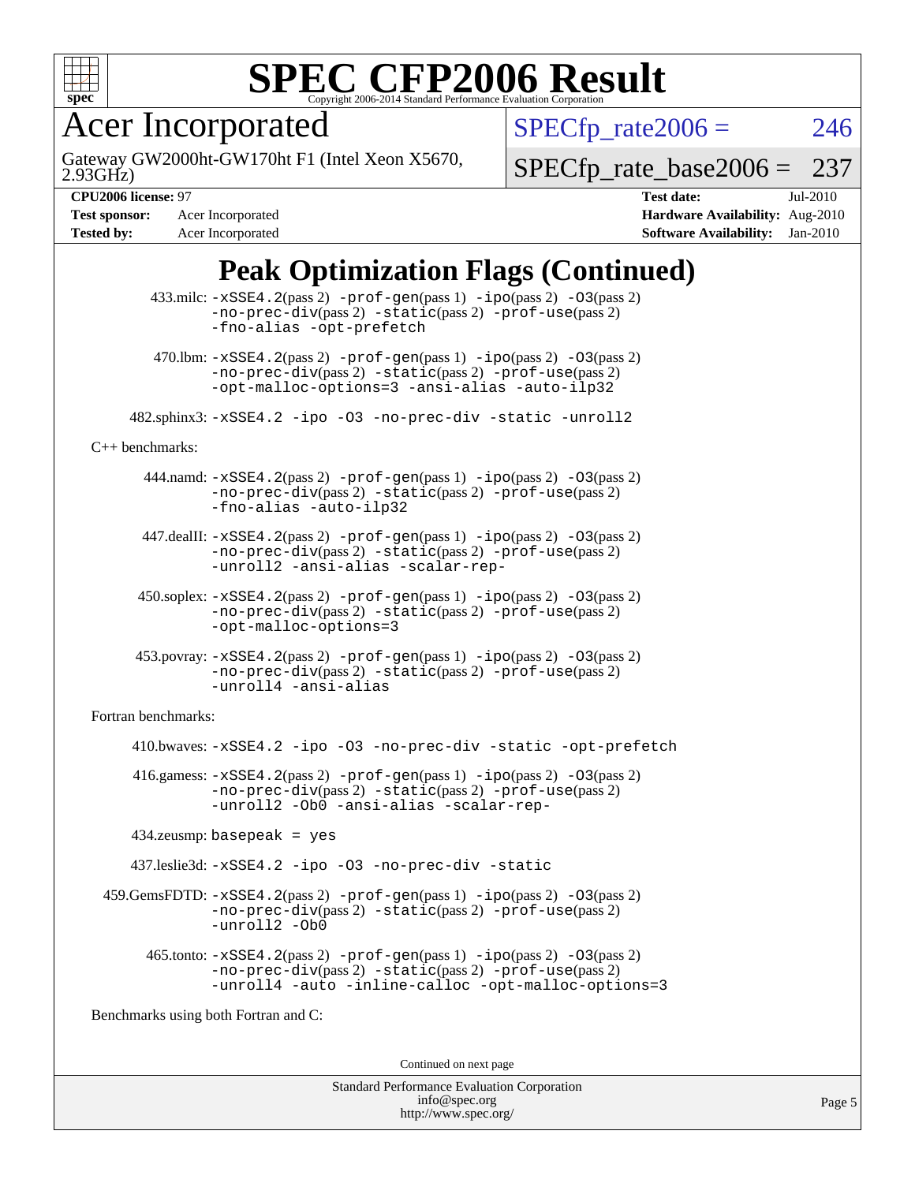# SPEC CFP2006 Result

Copyright 2006-2014 Standard Performance Evaluation Corporation

## Acer Incorporated

Gateway GW2000ht-GW170ht F1 (Intel Xeon X5670, 2.93GHz)

SPECfp_rate2006 = 246

SPECfp_rate_base2006 = 237

**CPU2006 license:** 97
**Test sponsor:** Acer Incorporated
**Tested by:** Acer Incorporated

**Test date:** Jul-2010
**Hardware Availability:** Aug-2010
**Software Availability:** Jan-2010

# Peak Optimization Flags (Continued)

433.milc: -xSSE4.2(pass 2) -prof-gen(pass 1) -ipo(pass 2) -O3(pass 2) -no-prec-div(pass 2) -static(pass 2) -prof-use(pass 2) -fno-alias -opt-prefetch

470.lbm: -xSSE4.2(pass 2) -prof-gen(pass 1) -ipo(pass 2) -O3(pass 2) -no-prec-div(pass 2) -static(pass 2) -prof-use(pass 2) -opt-malloc-options=3 -ansi-alias -auto-ilp32

482.sphinx3: -xSSE4.2 -ipo -O3 -no-prec-div -static -unroll2

C++ benchmarks:

444.namd: -xSSE4.2(pass 2) -prof-gen(pass 1) -ipo(pass 2) -O3(pass 2) -no-prec-div(pass 2) -static(pass 2) -prof-use(pass 2) -fno-alias -auto-ilp32

447.dealII: -xSSE4.2(pass 2) -prof-gen(pass 1) -ipo(pass 2) -O3(pass 2) -no-prec-div(pass 2) -static(pass 2) -prof-use(pass 2) -unroll2 -ansi-alias -scalar-rep-

450.soplex: -xSSE4.2(pass 2) -prof-gen(pass 1) -ipo(pass 2) -O3(pass 2) -no-prec-div(pass 2) -static(pass 2) -prof-use(pass 2) -opt-malloc-options=3

453.povray: -xSSE4.2(pass 2) -prof-gen(pass 1) -ipo(pass 2) -O3(pass 2) -no-prec-div(pass 2) -static(pass 2) -prof-use(pass 2) -unroll4 -ansi-alias

Fortran benchmarks:

410.bwaves: -xSSE4.2 -ipo -O3 -no-prec-div -static -opt-prefetch

416.gamess: -xSSE4.2(pass 2) -prof-gen(pass 1) -ipo(pass 2) -O3(pass 2) -no-prec-div(pass 2) -static(pass 2) -prof-use(pass 2) -unroll2 -Ob0 -ansi-alias -scalar-rep-

434.zeusmp: basepeak = yes

437.leslie3d: -xSSE4.2 -ipo -O3 -no-prec-div -static

459.GemsFDTD: -xSSE4.2(pass 2) -prof-gen(pass 1) -ipo(pass 2) -O3(pass 2) -no-prec-div(pass 2) -static(pass 2) -prof-use(pass 2) -unroll2 -Ob0

465.tonto: -xSSE4.2(pass 2) -prof-gen(pass 1) -ipo(pass 2) -O3(pass 2) -no-prec-div(pass 2) -static(pass 2) -prof-use(pass 2) -unroll4 -auto -inline-calloc -opt-malloc-options=3

Benchmarks using both Fortran and C:

Continued on next page

Standard Performance Evaluation Corporation
info@spec.org
http://www.spec.org/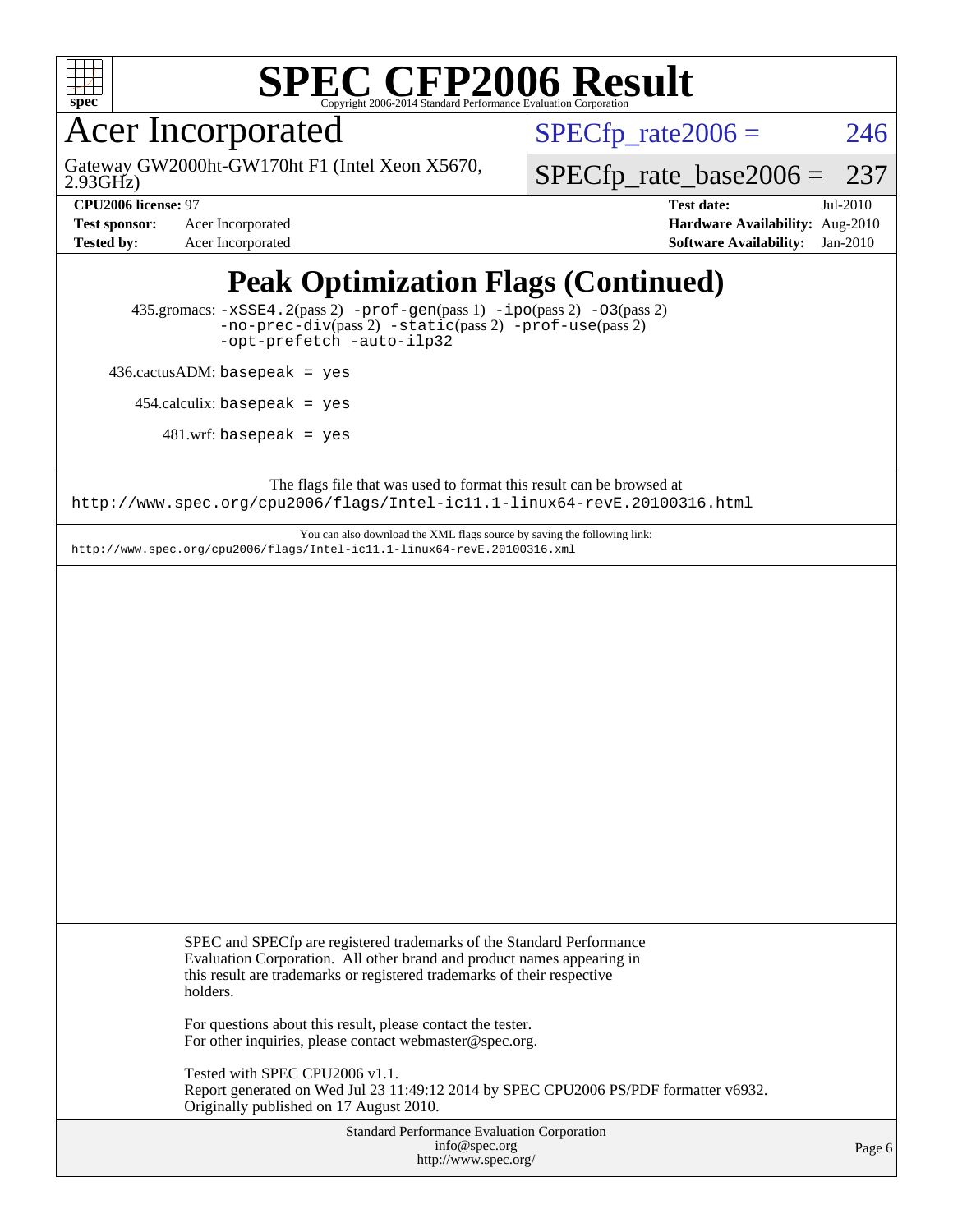# SPEC CFP2006 Result

Copyright 2006-2014 Standard Performance Evaluation Corporation

## Acer Incorporated

Gateway GW2000ht-GW170ht F1 (Intel Xeon X5670, 2.93GHz)

SPECfp_rate2006 = 246

SPECfp_rate_base2006 = 237

**CPU2006 license:** 97
**Test sponsor:** Acer Incorporated
**Tested by:** Acer Incorporated

**Test date:** Jul-2010
**Hardware Availability:** Aug-2010
**Software Availability:** Jan-2010

## Peak Optimization Flags (Continued)

435.gromacs: `-xSSE4.2`(pass 2) `-prof-gen`(pass 1) `-ipo`(pass 2) `-O3`(pass 2) `-no-prec-div`(pass 2) `-static`(pass 2) `-prof-use`(pass 2) `-opt-prefetch` `-auto-ilp32`

436.cactusADM: `basepeak = yes`

454.calculix: `basepeak = yes`

481.wrf: `basepeak = yes`

The flags file that was used to format this result can be browsed at
http://www.spec.org/cpu2006/flags/Intel-ic11.1-linux64-revE.20100316.html

You can also download the XML flags source by saving the following link:
http://www.spec.org/cpu2006/flags/Intel-ic11.1-linux64-revE.20100316.xml

SPEC and SPECfp are registered trademarks of the Standard Performance Evaluation Corporation. All other brand and product names appearing in this result are trademarks or registered trademarks of their respective holders.

For questions about this result, please contact the tester.
For other inquiries, please contact webmaster@spec.org.

Tested with SPEC CPU2006 v1.1.
Report generated on Wed Jul 23 11:49:12 2014 by SPEC CPU2006 PS/PDF formatter v6932.
Originally published on 17 August 2010.

Standard Performance Evaluation Corporation
info@spec.org
http://www.spec.org/